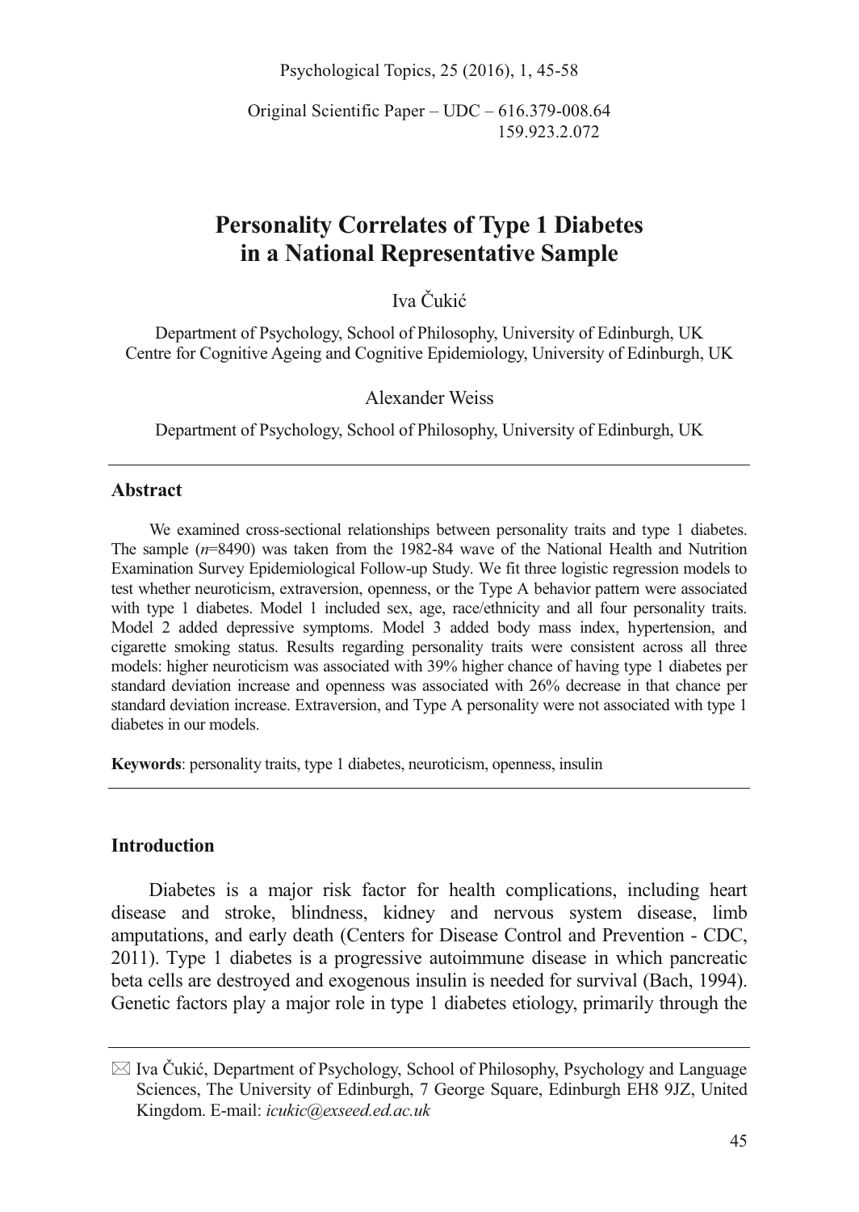Original Scientific Paper – UDC – 616.379-008.64
159.923.2.072

# Personality Correlates of Type 1 Diabetes in a National Representative Sample

Iva Čukić

Department of Psychology, School of Philosophy, University of Edinburgh, UK
Centre for Cognitive Ageing and Cognitive Epidemiology, University of Edinburgh, UK

Alexander Weiss

Department of Psychology, School of Philosophy, University of Edinburgh, UK

## Abstract

We examined cross-sectional relationships between personality traits and type 1 diabetes. The sample ($n$=8490) was taken from the 1982-84 wave of the National Health and Nutrition Examination Survey Epidemiological Follow-up Study. We fit three logistic regression models to test whether neuroticism, extraversion, openness, or the Type A behavior pattern were associated with type 1 diabetes. Model 1 included sex, age, race/ethnicity and all four personality traits. Model 2 added depressive symptoms. Model 3 added body mass index, hypertension, and cigarette smoking status. Results regarding personality traits were consistent across all three models: higher neuroticism was associated with 39% higher chance of having type 1 diabetes per standard deviation increase and openness was associated with 26% decrease in that chance per standard deviation increase. Extraversion, and Type A personality were not associated with type 1 diabetes in our models.

**Keywords**: personality traits, type 1 diabetes, neuroticism, openness, insulin

## Introduction

Diabetes is a major risk factor for health complications, including heart disease and stroke, blindness, kidney and nervous system disease, limb amputations, and early death (Centers for Disease Control and Prevention - CDC, 2011). Type 1 diabetes is a progressive autoimmune disease in which pancreatic beta cells are destroyed and exogenous insulin is needed for survival (Bach, 1994). Genetic factors play a major role in type 1 diabetes etiology, primarily through the

✉ Iva Čukić, Department of Psychology, School of Philosophy, Psychology and Language Sciences, The University of Edinburgh, 7 George Square, Edinburgh EH8 9JZ, United Kingdom. E-mail: *icukic@exseed.ed.ac.uk*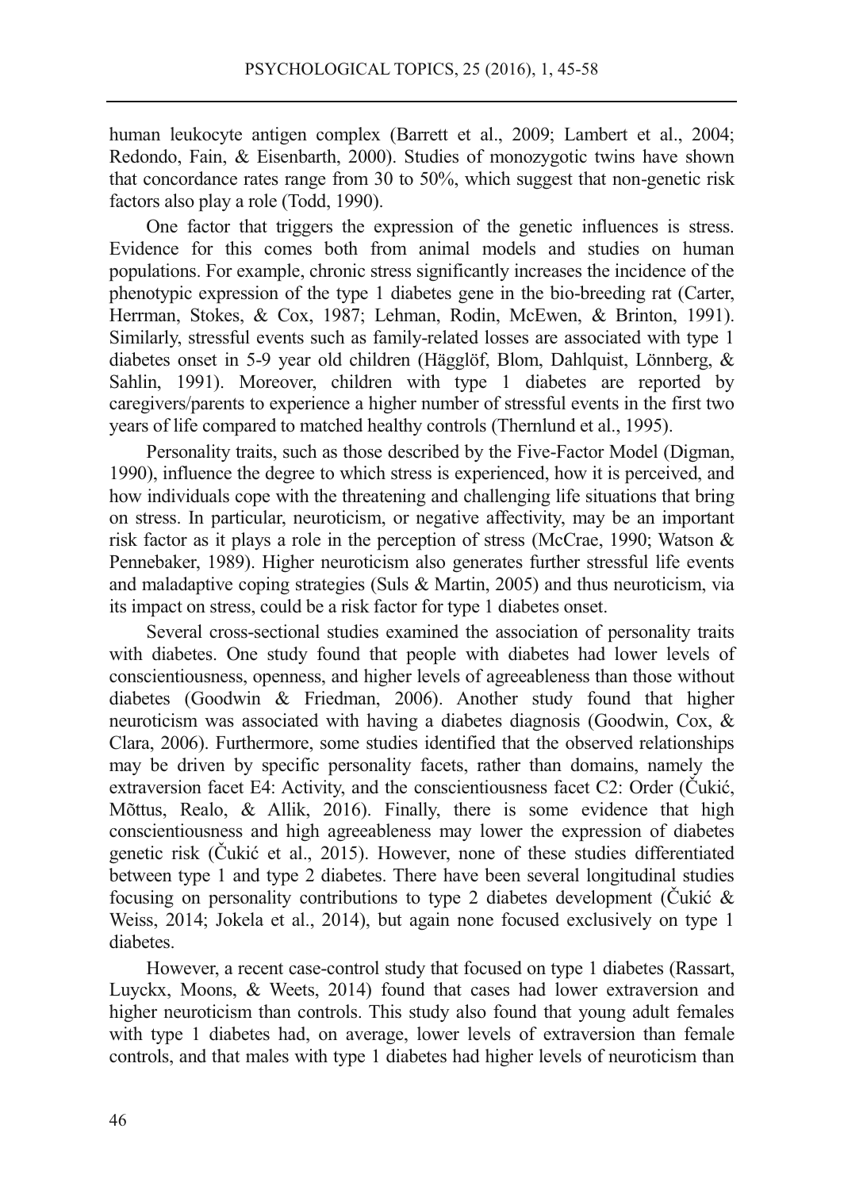human leukocyte antigen complex (Barrett et al., 2009; Lambert et al., 2004; Redondo, Fain, & Eisenbarth, 2000). Studies of monozygotic twins have shown that concordance rates range from 30 to 50%, which suggest that non-genetic risk factors also play a role (Todd, 1990).

One factor that triggers the expression of the genetic influences is stress. Evidence for this comes both from animal models and studies on human populations. For example, chronic stress significantly increases the incidence of the phenotypic expression of the type 1 diabetes gene in the bio-breeding rat (Carter, Herrman, Stokes, & Cox, 1987; Lehman, Rodin, McEwen, & Brinton, 1991). Similarly, stressful events such as family-related losses are associated with type 1 diabetes onset in 5-9 year old children (Hägglöf, Blom, Dahlquist, Lönnberg, & Sahlin, 1991). Moreover, children with type 1 diabetes are reported by caregivers/parents to experience a higher number of stressful events in the first two years of life compared to matched healthy controls (Thernlund et al., 1995).

Personality traits, such as those described by the Five-Factor Model (Digman, 1990), influence the degree to which stress is experienced, how it is perceived, and how individuals cope with the threatening and challenging life situations that bring on stress. In particular, neuroticism, or negative affectivity, may be an important risk factor as it plays a role in the perception of stress (McCrae, 1990; Watson & Pennebaker, 1989). Higher neuroticism also generates further stressful life events and maladaptive coping strategies (Suls & Martin, 2005) and thus neuroticism, via its impact on stress, could be a risk factor for type 1 diabetes onset.

Several cross-sectional studies examined the association of personality traits with diabetes. One study found that people with diabetes had lower levels of conscientiousness, openness, and higher levels of agreeableness than those without diabetes (Goodwin & Friedman, 2006). Another study found that higher neuroticism was associated with having a diabetes diagnosis (Goodwin, Cox, & Clara, 2006). Furthermore, some studies identified that the observed relationships may be driven by specific personality facets, rather than domains, namely the extraversion facet E4: Activity, and the conscientiousness facet C2: Order (Čukić, Mõttus, Realo, & Allik, 2016). Finally, there is some evidence that high conscientiousness and high agreeableness may lower the expression of diabetes genetic risk (Čukić et al., 2015). However, none of these studies differentiated between type 1 and type 2 diabetes. There have been several longitudinal studies focusing on personality contributions to type 2 diabetes development (Čukić & Weiss, 2014; Jokela et al., 2014), but again none focused exclusively on type 1 diabetes.

However, a recent case-control study that focused on type 1 diabetes (Rassart, Luyckx, Moons, & Weets, 2014) found that cases had lower extraversion and higher neuroticism than controls. This study also found that young adult females with type 1 diabetes had, on average, lower levels of extraversion than female controls, and that males with type 1 diabetes had higher levels of neuroticism than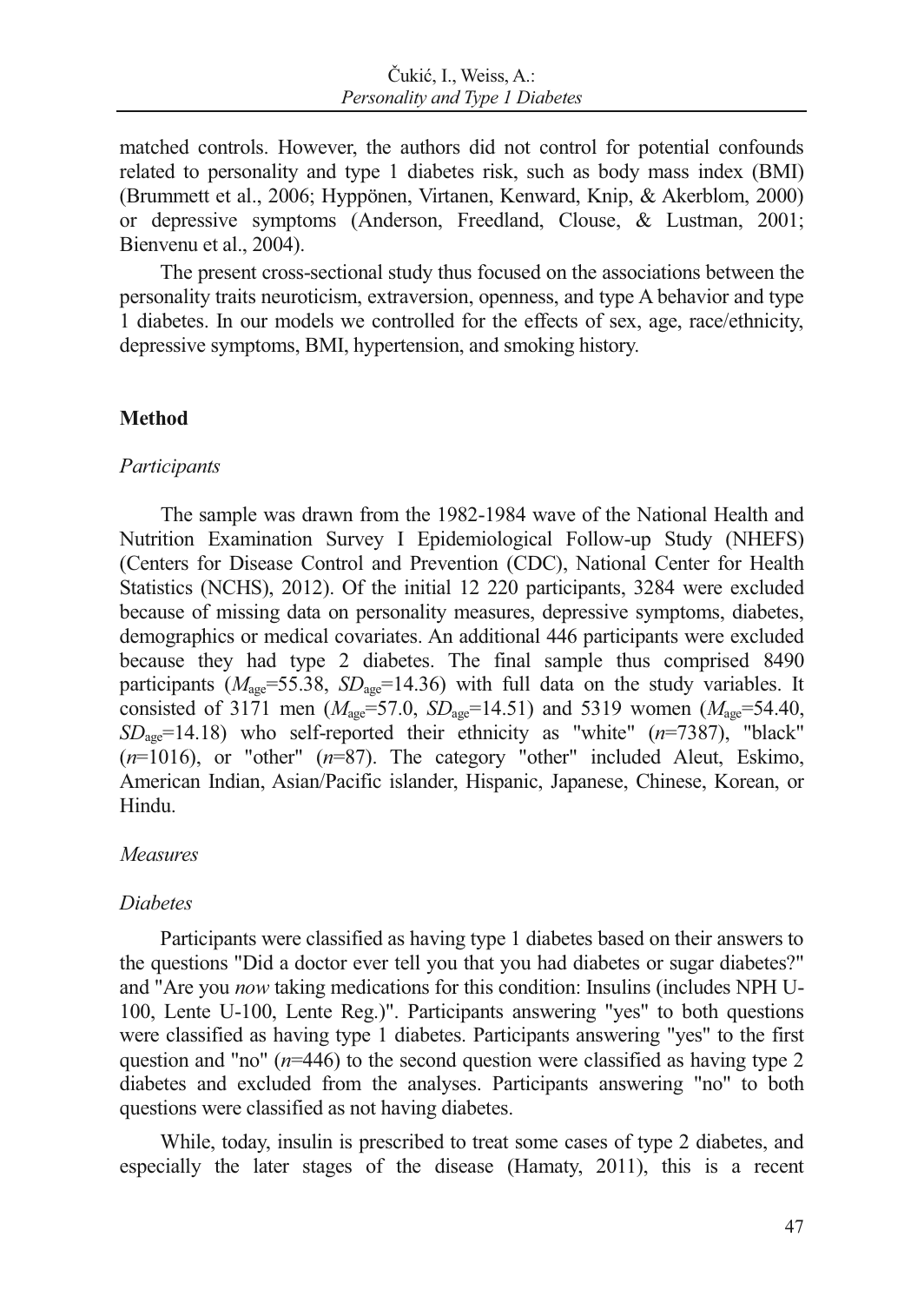matched controls. However, the authors did not control for potential confounds related to personality and type 1 diabetes risk, such as body mass index (BMI) (Brummett et al., 2006; Hyppönen, Virtanen, Kenward, Knip, & Akerblom, 2000) or depressive symptoms (Anderson, Freedland, Clouse, & Lustman, 2001; Bienvenu et al., 2004).

The present cross-sectional study thus focused on the associations between the personality traits neuroticism, extraversion, openness, and type A behavior and type 1 diabetes. In our models we controlled for the effects of sex, age, race/ethnicity, depressive symptoms, BMI, hypertension, and smoking history.

## Method

### *Participants*

The sample was drawn from the 1982-1984 wave of the National Health and Nutrition Examination Survey I Epidemiological Follow-up Study (NHEFS) (Centers for Disease Control and Prevention (CDC), National Center for Health Statistics (NCHS), 2012). Of the initial 12 220 participants, 3284 were excluded because of missing data on personality measures, depressive symptoms, diabetes, demographics or medical covariates. An additional 446 participants were excluded because they had type 2 diabetes. The final sample thus comprised 8490 participants ($M_{age}$=55.38, $SD_{age}$=14.36) with full data on the study variables. It consisted of 3171 men ($M_{age}$=57.0, $SD_{age}$=14.51) and 5319 women ($M_{age}$=54.40, $SD_{age}$=14.18) who self-reported their ethnicity as "white" ($n$=7387), "black" ($n$=1016), or "other" ($n$=87). The category "other" included Aleut, Eskimo, American Indian, Asian/Pacific islander, Hispanic, Japanese, Chinese, Korean, or Hindu.

### *Measures*

### *Diabetes*

Participants were classified as having type 1 diabetes based on their answers to the questions "Did a doctor ever tell you that you had diabetes or sugar diabetes?" and "Are you *now* taking medications for this condition: Insulins (includes NPH U-100, Lente U-100, Lente Reg.)". Participants answering "yes" to both questions were classified as having type 1 diabetes. Participants answering "yes" to the first question and "no" ($n$=446) to the second question were classified as having type 2 diabetes and excluded from the analyses. Participants answering "no" to both questions were classified as not having diabetes.

While, today, insulin is prescribed to treat some cases of type 2 diabetes, and especially the later stages of the disease (Hamaty, 2011), this is a recent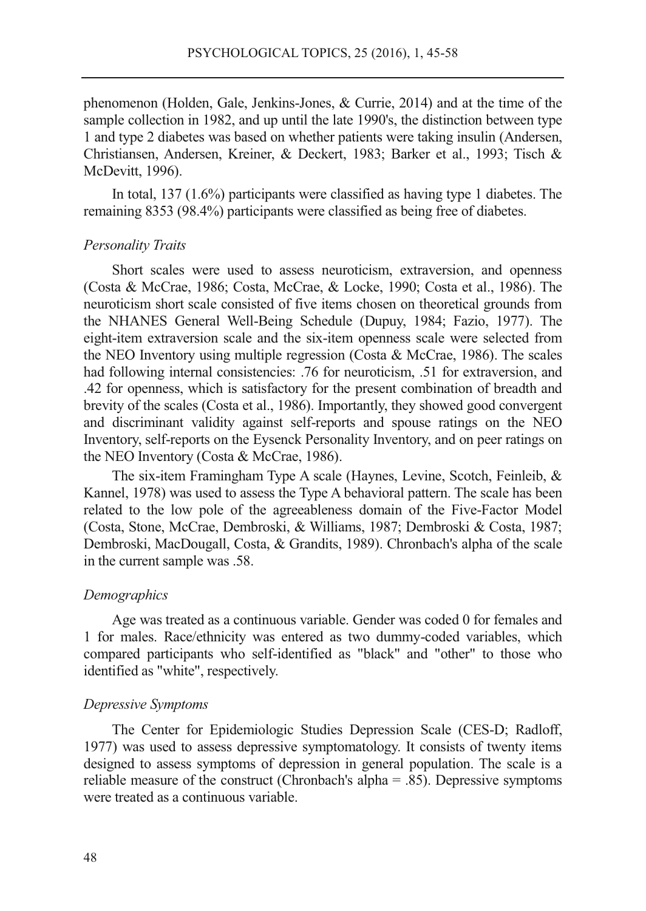phenomenon (Holden, Gale, Jenkins-Jones, & Currie, 2014) and at the time of the sample collection in 1982, and up until the late 1990's, the distinction between type 1 and type 2 diabetes was based on whether patients were taking insulin (Andersen, Christiansen, Andersen, Kreiner, & Deckert, 1983; Barker et al., 1993; Tisch & McDevitt, 1996).

In total, 137 (1.6%) participants were classified as having type 1 diabetes. The remaining 8353 (98.4%) participants were classified as being free of diabetes.

*Personality Traits*

Short scales were used to assess neuroticism, extraversion, and openness (Costa & McCrae, 1986; Costa, McCrae, & Locke, 1990; Costa et al., 1986). The neuroticism short scale consisted of five items chosen on theoretical grounds from the NHANES General Well-Being Schedule (Dupuy, 1984; Fazio, 1977). The eight-item extraversion scale and the six-item openness scale were selected from the NEO Inventory using multiple regression (Costa & McCrae, 1986). The scales had following internal consistencies: .76 for neuroticism, .51 for extraversion, and .42 for openness, which is satisfactory for the present combination of breadth and brevity of the scales (Costa et al., 1986). Importantly, they showed good convergent and discriminant validity against self-reports and spouse ratings on the NEO Inventory, self-reports on the Eysenck Personality Inventory, and on peer ratings on the NEO Inventory (Costa & McCrae, 1986).

The six-item Framingham Type A scale (Haynes, Levine, Scotch, Feinleib, & Kannel, 1978) was used to assess the Type A behavioral pattern. The scale has been related to the low pole of the agreeableness domain of the Five-Factor Model (Costa, Stone, McCrae, Dembroski, & Williams, 1987; Dembroski & Costa, 1987; Dembroski, MacDougall, Costa, & Grandits, 1989). Chronbach's alpha of the scale in the current sample was .58.

*Demographics*

Age was treated as a continuous variable. Gender was coded 0 for females and 1 for males. Race/ethnicity was entered as two dummy-coded variables, which compared participants who self-identified as "black" and "other" to those who identified as "white", respectively.

*Depressive Symptoms*

The Center for Epidemiologic Studies Depression Scale (CES-D; Radloff, 1977) was used to assess depressive symptomatology. It consists of twenty items designed to assess symptoms of depression in general population. The scale is a reliable measure of the construct (Chronbach's alpha = .85). Depressive symptoms were treated as a continuous variable.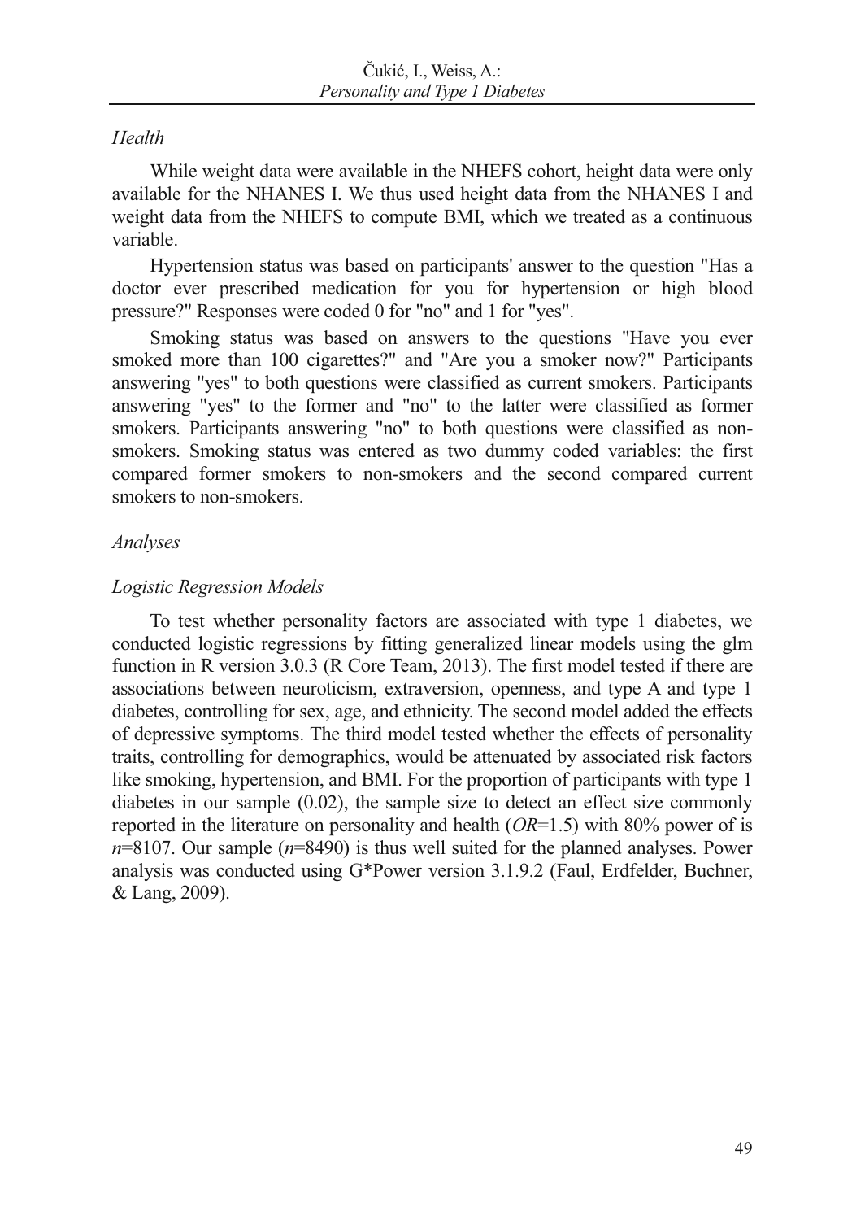### *Health*

While weight data were available in the NHEFS cohort, height data were only available for the NHANES I. We thus used height data from the NHANES I and weight data from the NHEFS to compute BMI, which we treated as a continuous variable.

Hypertension status was based on participants' answer to the question "Has a doctor ever prescribed medication for you for hypertension or high blood pressure?" Responses were coded 0 for "no" and 1 for "yes".

Smoking status was based on answers to the questions "Have you ever smoked more than 100 cigarettes?" and "Are you a smoker now?" Participants answering "yes" to both questions were classified as current smokers. Participants answering "yes" to the former and "no" to the latter were classified as former smokers. Participants answering "no" to both questions were classified as non-smokers. Smoking status was entered as two dummy coded variables: the first compared former smokers to non-smokers and the second compared current smokers to non-smokers.

### *Analyses*

### *Logistic Regression Models*

To test whether personality factors are associated with type 1 diabetes, we conducted logistic regressions by fitting generalized linear models using the glm function in R version 3.0.3 (R Core Team, 2013). The first model tested if there are associations between neuroticism, extraversion, openness, and type A and type 1 diabetes, controlling for sex, age, and ethnicity. The second model added the effects of depressive symptoms. The third model tested whether the effects of personality traits, controlling for demographics, would be attenuated by associated risk factors like smoking, hypertension, and BMI. For the proportion of participants with type 1 diabetes in our sample (0.02), the sample size to detect an effect size commonly reported in the literature on personality and health ($OR$=1.5) with 80% power of is $n$=8107. Our sample ($n$=8490) is thus well suited for the planned analyses. Power analysis was conducted using G*Power version 3.1.9.2 (Faul, Erdfelder, Buchner, & Lang, 2009).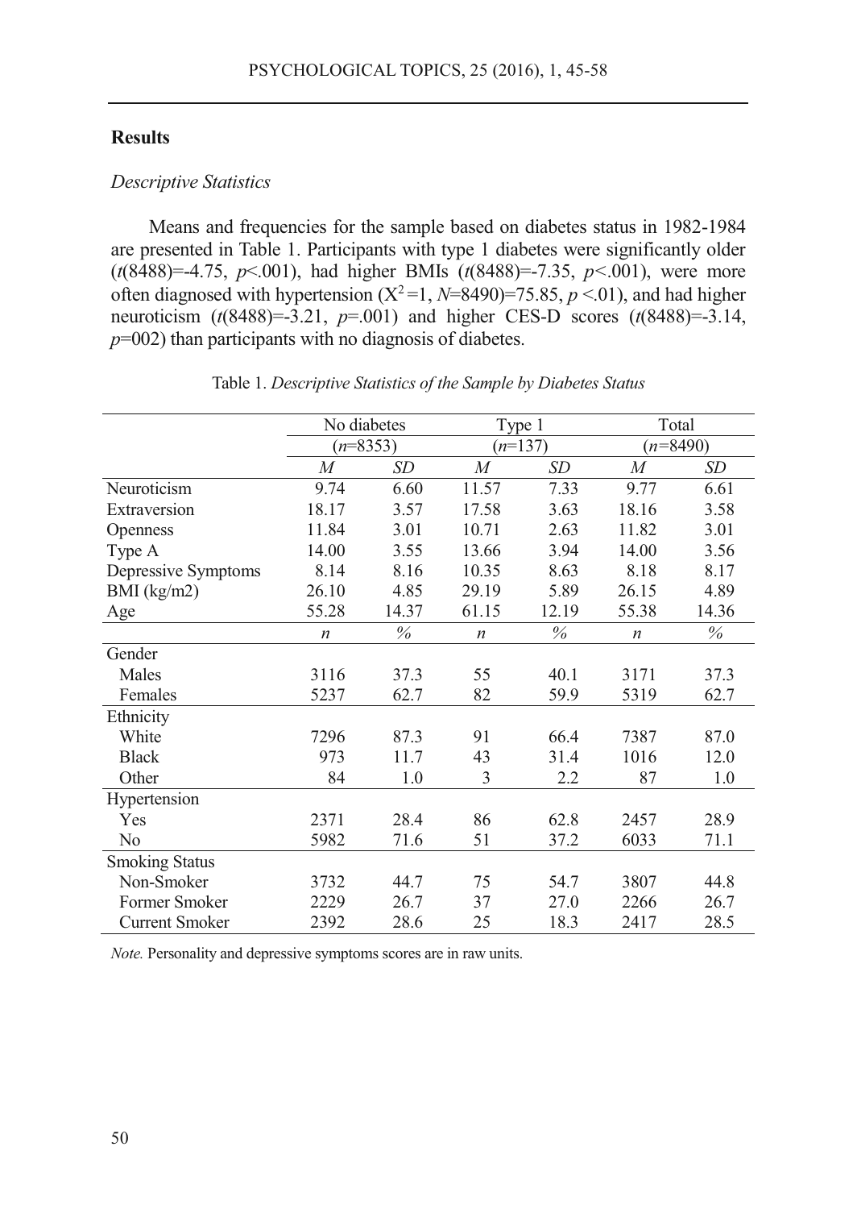## Results

### *Descriptive Statistics*

Means and frequencies for the sample based on diabetes status in 1982-1984 are presented in Table 1. Participants with type 1 diabetes were significantly older ($t(8488)=-4.75$, $p<.001$), had higher BMIs ($t(8488)=-7.35$, $p<.001$), were more often diagnosed with hypertension ($X^2=1$, $N=8490)=75.85$, $p<.01$), and had higher neuroticism ($t(8488)=-3.21$, $p=.001$) and higher CES-D scores ($t(8488)=-3.14$, $p=002$) than participants with no diagnosis of diabetes.

Table 1. *Descriptive Statistics of the Sample by Diabetes Status*

| | No diabetes (*n*=8353) | | Type 1 (*n*=137) | | Total (*n*=8490) | |
|---|---|---|---|---|---|---|
| | *M* | *SD* | *M* | *SD* | *M* | *SD* |
| Neuroticism | 9.74 | 6.60 | 11.57 | 7.33 | 9.77 | 6.61 |
| Extraversion | 18.17 | 3.57 | 17.58 | 3.63 | 18.16 | 3.58 |
| Openness | 11.84 | 3.01 | 10.71 | 2.63 | 11.82 | 3.01 |
| Type A | 14.00 | 3.55 | 13.66 | 3.94 | 14.00 | 3.56 |
| Depressive Symptoms | 8.14 | 8.16 | 10.35 | 8.63 | 8.18 | 8.17 |
| BMI (kg/m2) | 26.10 | 4.85 | 29.19 | 5.89 | 26.15 | 4.89 |
| Age | 55.28 | 14.37 | 61.15 | 12.19 | 55.38 | 14.36 |
| | *n* | *%* | *n* | *%* | *n* | *%* |
| Gender | | | | | | |
| Males | 3116 | 37.3 | 55 | 40.1 | 3171 | 37.3 |
| Females | 5237 | 62.7 | 82 | 59.9 | 5319 | 62.7 |
| Ethnicity | | | | | | |
| White | 7296 | 87.3 | 91 | 66.4 | 7387 | 87.0 |
| Black | 973 | 11.7 | 43 | 31.4 | 1016 | 12.0 |
| Other | 84 | 1.0 | 3 | 2.2 | 87 | 1.0 |
| Hypertension | | | | | | |
| Yes | 2371 | 28.4 | 86 | 62.8 | 2457 | 28.9 |
| No | 5982 | 71.6 | 51 | 37.2 | 6033 | 71.1 |
| Smoking Status | | | | | | |
| Non-Smoker | 3732 | 44.7 | 75 | 54.7 | 3807 | 44.8 |
| Former Smoker | 2229 | 26.7 | 37 | 27.0 | 2266 | 26.7 |
| Current Smoker | 2392 | 28.6 | 25 | 18.3 | 2417 | 28.5 |

*Note.* Personality and depressive symptoms scores are in raw units.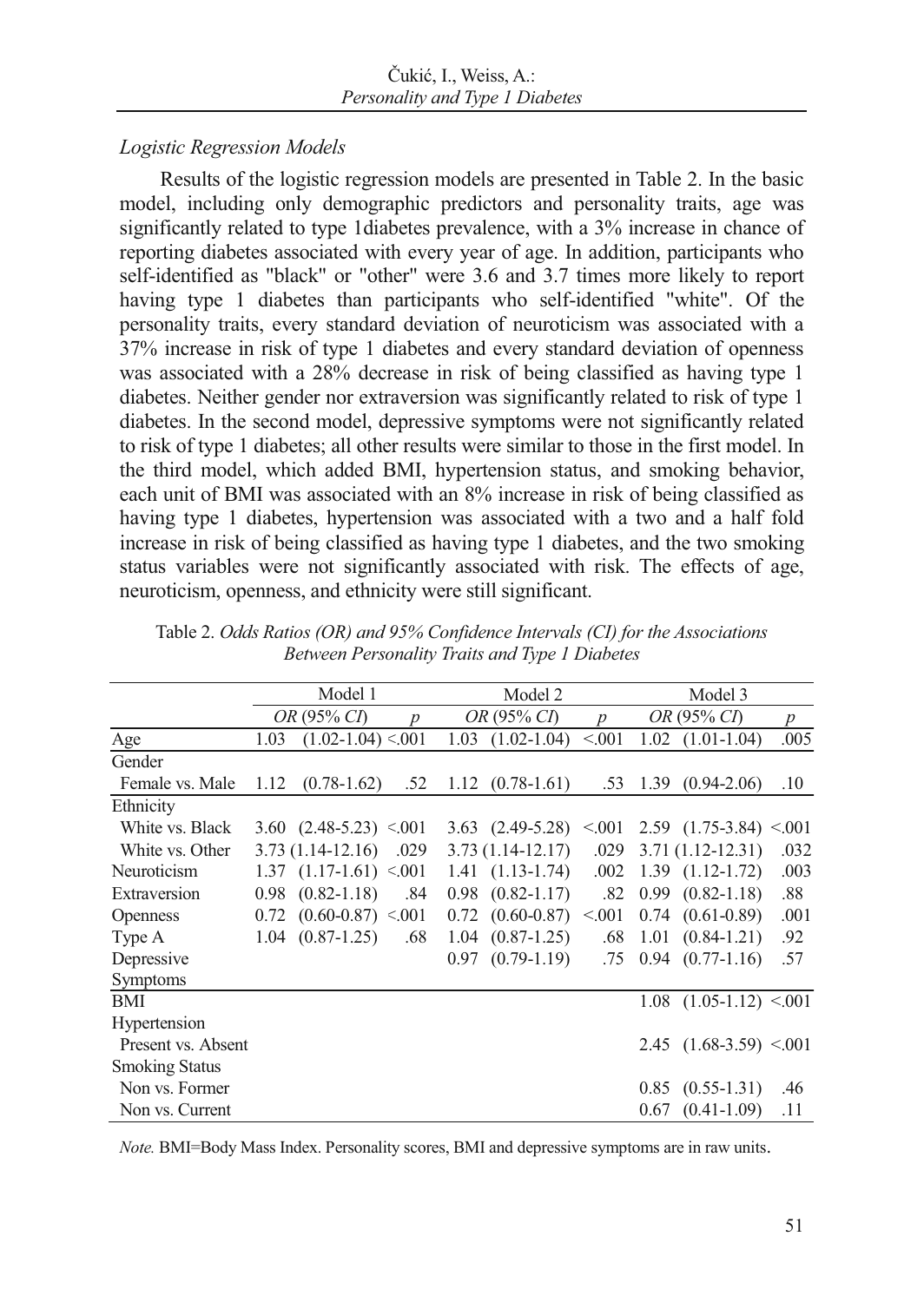### *Logistic Regression Models*

Results of the logistic regression models are presented in Table 2. In the basic model, including only demographic predictors and personality traits, age was significantly related to type 1diabetes prevalence, with a 3% increase in chance of reporting diabetes associated with every year of age. In addition, participants who self-identified as "black" or "other" were 3.6 and 3.7 times more likely to report having type 1 diabetes than participants who self-identified "white". Of the personality traits, every standard deviation of neuroticism was associated with a 37% increase in risk of type 1 diabetes and every standard deviation of openness was associated with a 28% decrease in risk of being classified as having type 1 diabetes. Neither gender nor extraversion was significantly related to risk of type 1 diabetes. In the second model, depressive symptoms were not significantly related to risk of type 1 diabetes; all other results were similar to those in the first model. In the third model, which added BMI, hypertension status, and smoking behavior, each unit of BMI was associated with an 8% increase in risk of being classified as having type 1 diabetes, hypertension was associated with a two and a half fold increase in risk of being classified as having type 1 diabetes, and the two smoking status variables were not significantly associated with risk. The effects of age, neuroticism, openness, and ethnicity were still significant.

Table 2. *Odds Ratios (OR) and 95% Confidence Intervals (CI) for the Associations Between Personality Traits and Type 1 Diabetes*

| | Model 1 | | Model 2 | | Model 3 | |
|---|---|---|---|---|---|---|
| | *OR* (95% *CI*) | *p* | *OR* (95% *CI*) | *p* | *OR* (95% *CI*) | *p* |
| Age | 1.03 (1.02-1.04) | <.001 | 1.03 (1.02-1.04) | <.001 | 1.02 (1.01-1.04) | .005 |
| Gender | | | | | | |
| Female vs. Male | 1.12 (0.78-1.62) | .52 | 1.12 (0.78-1.61) | .53 | 1.39 (0.94-2.06) | .10 |
| Ethnicity | | | | | | |
| White vs. Black | 3.60 (2.48-5.23) | <.001 | 3.63 (2.49-5.28) | <.001 | 2.59 (1.75-3.84) | <.001 |
| White vs. Other | 3.73 (1.14-12.16) | .029 | 3.73 (1.14-12.17) | .029 | 3.71 (1.12-12.31) | .032 |
| Neuroticism | 1.37 (1.17-1.61) | <.001 | 1.41 (1.13-1.74) | .002 | 1.39 (1.12-1.72) | .003 |
| Extraversion | 0.98 (0.82-1.18) | .84 | 0.98 (0.82-1.17) | .82 | 0.99 (0.82-1.18) | .88 |
| Openness | 0.72 (0.60-0.87) | <.001 | 0.72 (0.60-0.87) | <.001 | 0.74 (0.61-0.89) | .001 |
| Type A | 1.04 (0.87-1.25) | .68 | 1.04 (0.87-1.25) | .68 | 1.01 (0.84-1.21) | .92 |
| Depressive Symptoms | | | 0.97 (0.79-1.19) | .75 | 0.94 (0.77-1.16) | .57 |
| BMI | | | | | 1.08 (1.05-1.12) | <.001 |
| Hypertension | | | | | | |
| Present vs. Absent | | | | | 2.45 (1.68-3.59) | <.001 |
| Smoking Status | | | | | | |
| Non vs. Former | | | | | 0.85 (0.55-1.31) | .46 |
| Non vs. Current | | | | | 0.67 (0.41-1.09) | .11 |

*Note.* BMI=Body Mass Index. Personality scores, BMI and depressive symptoms are in raw units.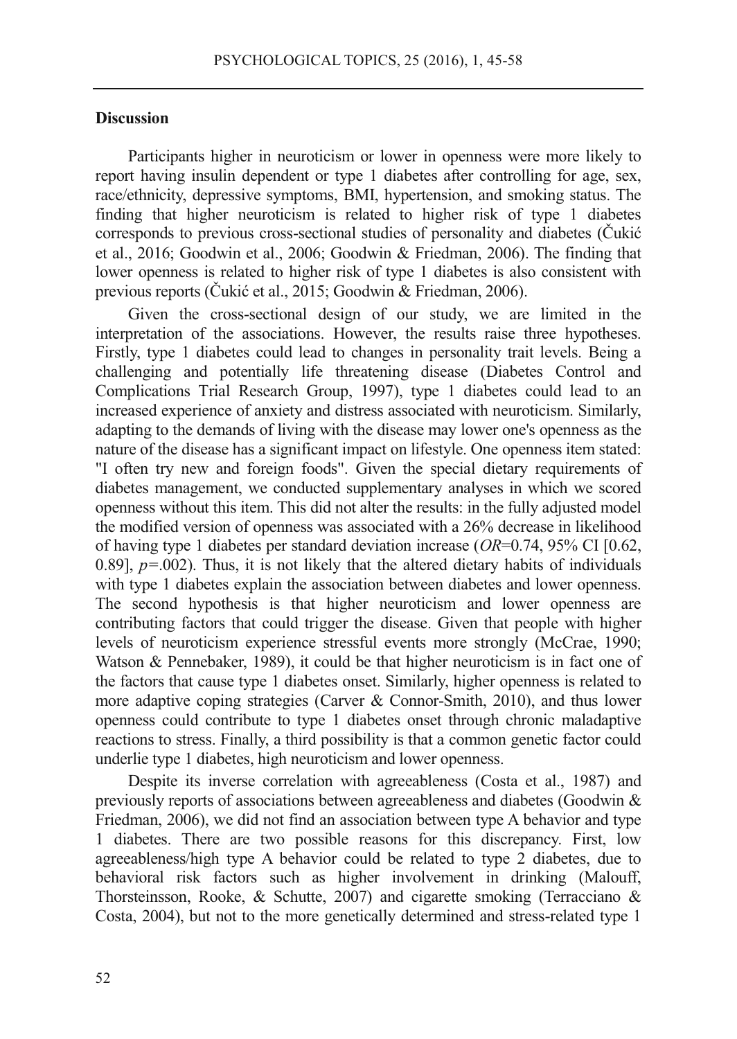## Discussion

Participants higher in neuroticism or lower in openness were more likely to report having insulin dependent or type 1 diabetes after controlling for age, sex, race/ethnicity, depressive symptoms, BMI, hypertension, and smoking status. The finding that higher neuroticism is related to higher risk of type 1 diabetes corresponds to previous cross-sectional studies of personality and diabetes (Čukić et al., 2016; Goodwin et al., 2006; Goodwin & Friedman, 2006). The finding that lower openness is related to higher risk of type 1 diabetes is also consistent with previous reports (Čukić et al., 2015; Goodwin & Friedman, 2006).

Given the cross-sectional design of our study, we are limited in the interpretation of the associations. However, the results raise three hypotheses. Firstly, type 1 diabetes could lead to changes in personality trait levels. Being a challenging and potentially life threatening disease (Diabetes Control and Complications Trial Research Group, 1997), type 1 diabetes could lead to an increased experience of anxiety and distress associated with neuroticism. Similarly, adapting to the demands of living with the disease may lower one's openness as the nature of the disease has a significant impact on lifestyle. One openness item stated: "I often try new and foreign foods". Given the special dietary requirements of diabetes management, we conducted supplementary analyses in which we scored openness without this item. This did not alter the results: in the fully adjusted model the modified version of openness was associated with a 26% decrease in likelihood of having type 1 diabetes per standard deviation increase (*OR*=0.74, 95% CI [0.62, 0.89], $p$=.002). Thus, it is not likely that the altered dietary habits of individuals with type 1 diabetes explain the association between diabetes and lower openness. The second hypothesis is that higher neuroticism and lower openness are contributing factors that could trigger the disease. Given that people with higher levels of neuroticism experience stressful events more strongly (McCrae, 1990; Watson & Pennebaker, 1989), it could be that higher neuroticism is in fact one of the factors that cause type 1 diabetes onset. Similarly, higher openness is related to more adaptive coping strategies (Carver & Connor-Smith, 2010), and thus lower openness could contribute to type 1 diabetes onset through chronic maladaptive reactions to stress. Finally, a third possibility is that a common genetic factor could underlie type 1 diabetes, high neuroticism and lower openness.

Despite its inverse correlation with agreeableness (Costa et al., 1987) and previously reports of associations between agreeableness and diabetes (Goodwin & Friedman, 2006), we did not find an association between type A behavior and type 1 diabetes. There are two possible reasons for this discrepancy. First, low agreeableness/high type A behavior could be related to type 2 diabetes, due to behavioral risk factors such as higher involvement in drinking (Malouff, Thorsteinsson, Rooke, & Schutte, 2007) and cigarette smoking (Terracciano & Costa, 2004), but not to the more genetically determined and stress-related type 1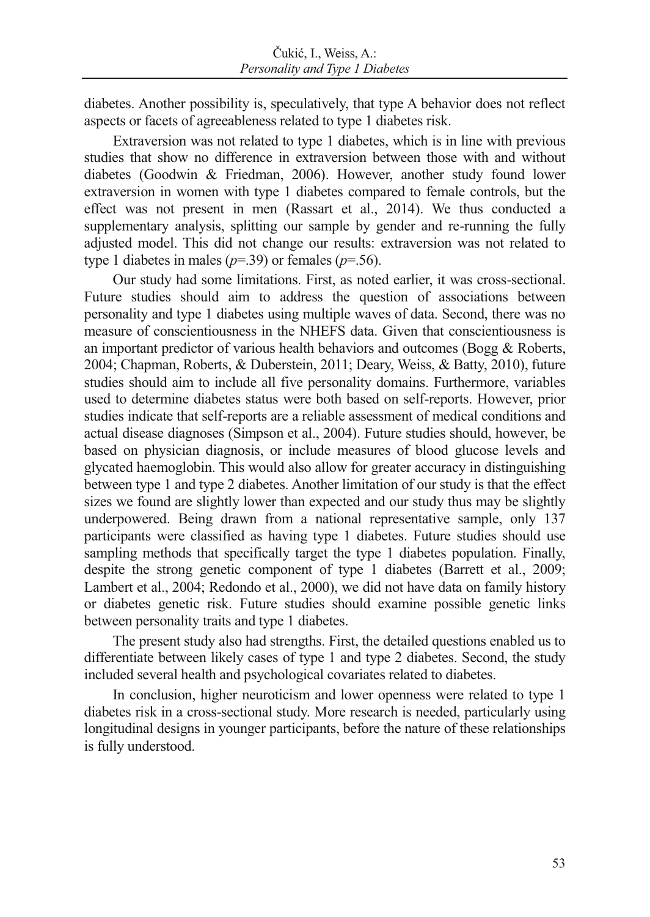diabetes. Another possibility is, speculatively, that type A behavior does not reflect aspects or facets of agreeableness related to type 1 diabetes risk.

Extraversion was not related to type 1 diabetes, which is in line with previous studies that show no difference in extraversion between those with and without diabetes (Goodwin & Friedman, 2006). However, another study found lower extraversion in women with type 1 diabetes compared to female controls, but the effect was not present in men (Rassart et al., 2014). We thus conducted a supplementary analysis, splitting our sample by gender and re-running the fully adjusted model. This did not change our results: extraversion was not related to type 1 diabetes in males ($p$=.39) or females ($p$=.56).

Our study had some limitations. First, as noted earlier, it was cross-sectional. Future studies should aim to address the question of associations between personality and type 1 diabetes using multiple waves of data. Second, there was no measure of conscientiousness in the NHEFS data. Given that conscientiousness is an important predictor of various health behaviors and outcomes (Bogg & Roberts, 2004; Chapman, Roberts, & Duberstein, 2011; Deary, Weiss, & Batty, 2010), future studies should aim to include all five personality domains. Furthermore, variables used to determine diabetes status were both based on self-reports. However, prior studies indicate that self-reports are a reliable assessment of medical conditions and actual disease diagnoses (Simpson et al., 2004). Future studies should, however, be based on physician diagnosis, or include measures of blood glucose levels and glycated haemoglobin. This would also allow for greater accuracy in distinguishing between type 1 and type 2 diabetes. Another limitation of our study is that the effect sizes we found are slightly lower than expected and our study thus may be slightly underpowered. Being drawn from a national representative sample, only 137 participants were classified as having type 1 diabetes. Future studies should use sampling methods that specifically target the type 1 diabetes population. Finally, despite the strong genetic component of type 1 diabetes (Barrett et al., 2009; Lambert et al., 2004; Redondo et al., 2000), we did not have data on family history or diabetes genetic risk. Future studies should examine possible genetic links between personality traits and type 1 diabetes.

The present study also had strengths. First, the detailed questions enabled us to differentiate between likely cases of type 1 and type 2 diabetes. Second, the study included several health and psychological covariates related to diabetes.

In conclusion, higher neuroticism and lower openness were related to type 1 diabetes risk in a cross-sectional study. More research is needed, particularly using longitudinal designs in younger participants, before the nature of these relationships is fully understood.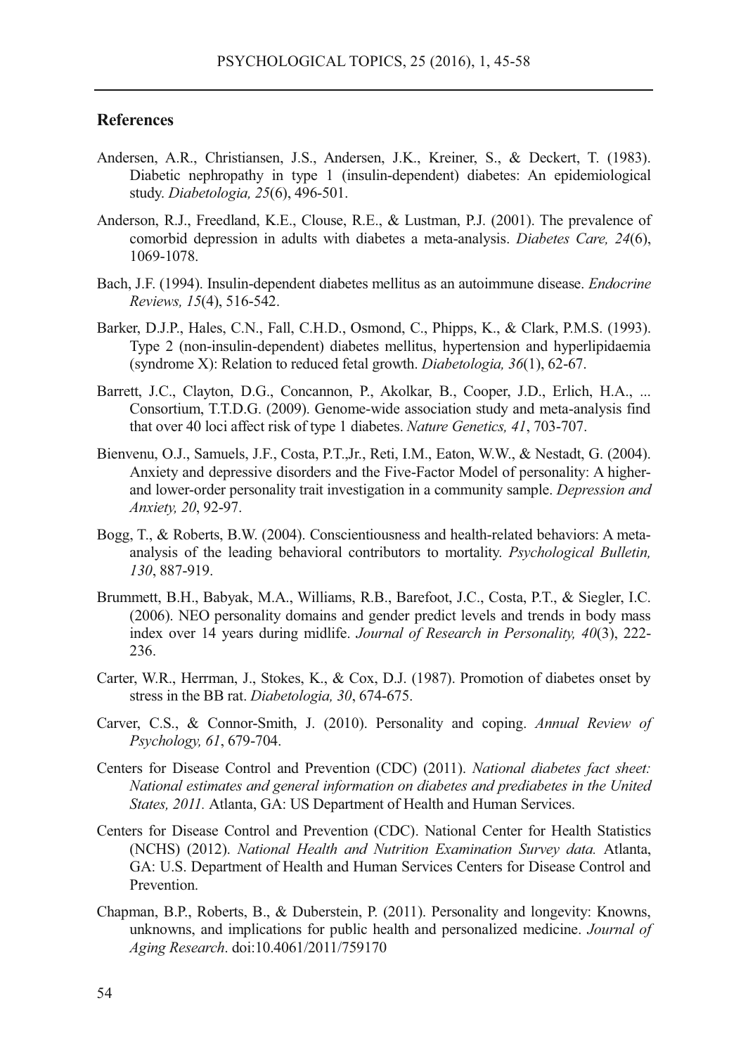## References

Andersen, A.R., Christiansen, J.S., Andersen, J.K., Kreiner, S., & Deckert, T. (1983). Diabetic nephropathy in type 1 (insulin-dependent) diabetes: An epidemiological study. *Diabetologia, 25*(6), 496-501.

Anderson, R.J., Freedland, K.E., Clouse, R.E., & Lustman, P.J. (2001). The prevalence of comorbid depression in adults with diabetes a meta-analysis. *Diabetes Care, 24*(6), 1069-1078.

Bach, J.F. (1994). Insulin-dependent diabetes mellitus as an autoimmune disease. *Endocrine Reviews, 15*(4), 516-542.

Barker, D.J.P., Hales, C.N., Fall, C.H.D., Osmond, C., Phipps, K., & Clark, P.M.S. (1993). Type 2 (non-insulin-dependent) diabetes mellitus, hypertension and hyperlipidaemia (syndrome X): Relation to reduced fetal growth. *Diabetologia, 36*(1), 62-67.

Barrett, J.C., Clayton, D.G., Concannon, P., Akolkar, B., Cooper, J.D., Erlich, H.A., ... Consortium, T.T.D.G. (2009). Genome-wide association study and meta-analysis find that over 40 loci affect risk of type 1 diabetes. *Nature Genetics, 41*, 703-707.

Bienvenu, O.J., Samuels, J.F., Costa, P.T.,Jr., Reti, I.M., Eaton, W.W., & Nestadt, G. (2004). Anxiety and depressive disorders and the Five-Factor Model of personality: A higher- and lower-order personality trait investigation in a community sample. *Depression and Anxiety, 20*, 92-97.

Bogg, T., & Roberts, B.W. (2004). Conscientiousness and health-related behaviors: A meta-analysis of the leading behavioral contributors to mortality. *Psychological Bulletin, 130*, 887-919.

Brummett, B.H., Babyak, M.A., Williams, R.B., Barefoot, J.C., Costa, P.T., & Siegler, I.C. (2006). NEO personality domains and gender predict levels and trends in body mass index over 14 years during midlife. *Journal of Research in Personality, 40*(3), 222-236.

Carter, W.R., Herrman, J., Stokes, K., & Cox, D.J. (1987). Promotion of diabetes onset by stress in the BB rat. *Diabetologia, 30*, 674-675.

Carver, C.S., & Connor-Smith, J. (2010). Personality and coping. *Annual Review of Psychology, 61*, 679-704.

Centers for Disease Control and Prevention (CDC) (2011). *National diabetes fact sheet: National estimates and general information on diabetes and prediabetes in the United States, 2011.* Atlanta, GA: US Department of Health and Human Services.

Centers for Disease Control and Prevention (CDC). National Center for Health Statistics (NCHS) (2012). *National Health and Nutrition Examination Survey data.* Atlanta, GA: U.S. Department of Health and Human Services Centers for Disease Control and Prevention.

Chapman, B.P., Roberts, B., & Duberstein, P. (2011). Personality and longevity: Knowns, unknowns, and implications for public health and personalized medicine. *Journal of Aging Research*. doi:10.4061/2011/759170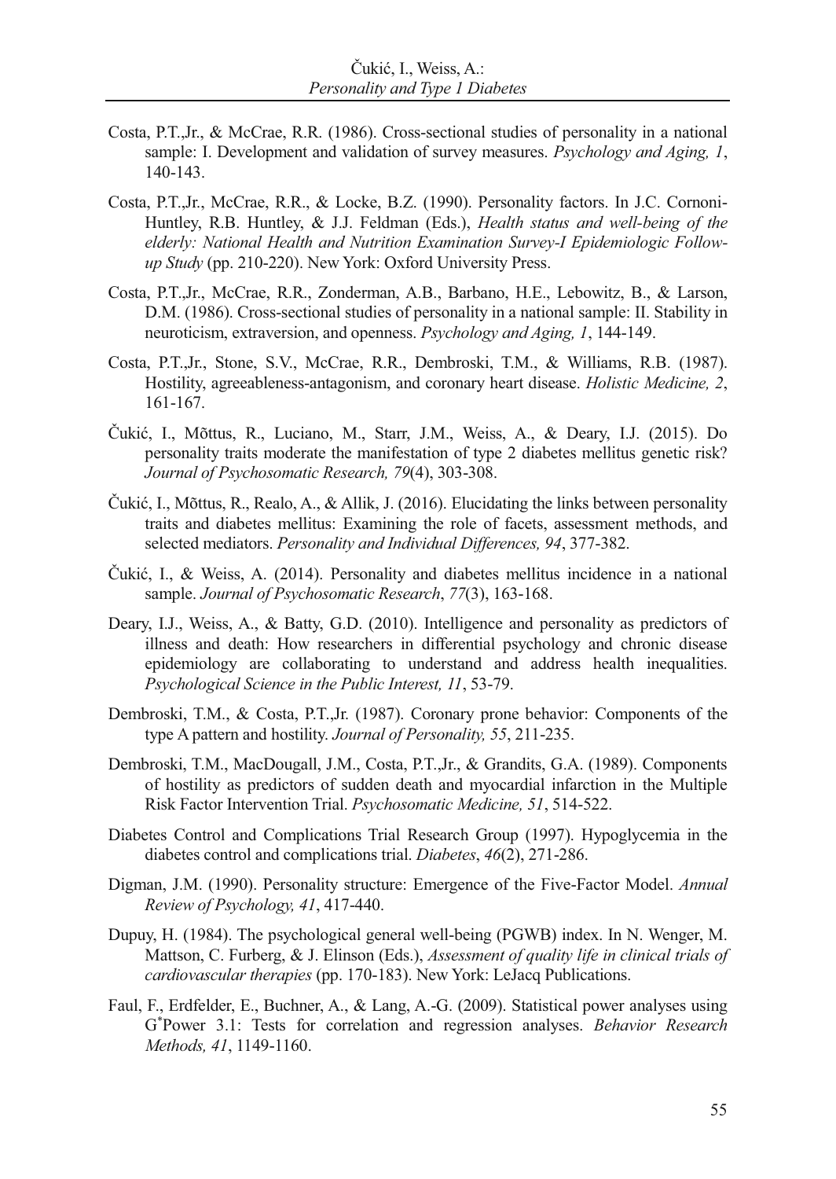Costa, P.T.,Jr., & McCrae, R.R. (1986). Cross-sectional studies of personality in a national sample: I. Development and validation of survey measures. *Psychology and Aging, 1*, 140-143.

Costa, P.T.,Jr., McCrae, R.R., & Locke, B.Z. (1990). Personality factors. In J.C. Cornoni-Huntley, R.B. Huntley, & J.J. Feldman (Eds.), *Health status and well-being of the elderly: National Health and Nutrition Examination Survey-I Epidemiologic Follow-up Study* (pp. 210-220). New York: Oxford University Press.

Costa, P.T.,Jr., McCrae, R.R., Zonderman, A.B., Barbano, H.E., Lebowitz, B., & Larson, D.M. (1986). Cross-sectional studies of personality in a national sample: II. Stability in neuroticism, extraversion, and openness. *Psychology and Aging, 1*, 144-149.

Costa, P.T.,Jr., Stone, S.V., McCrae, R.R., Dembroski, T.M., & Williams, R.B. (1987). Hostility, agreeableness-antagonism, and coronary heart disease. *Holistic Medicine, 2*, 161-167.

Čukić, I., Mõttus, R., Luciano, M., Starr, J.M., Weiss, A., & Deary, I.J. (2015). Do personality traits moderate the manifestation of type 2 diabetes mellitus genetic risk? *Journal of Psychosomatic Research, 79*(4), 303-308.

Čukić, I., Mõttus, R., Realo, A., & Allik, J. (2016). Elucidating the links between personality traits and diabetes mellitus: Examining the role of facets, assessment methods, and selected mediators. *Personality and Individual Differences, 94*, 377-382.

Čukić, I., & Weiss, A. (2014). Personality and diabetes mellitus incidence in a national sample. *Journal of Psychosomatic Research*, *77*(3), 163-168.

Deary, I.J., Weiss, A., & Batty, G.D. (2010). Intelligence and personality as predictors of illness and death: How researchers in differential psychology and chronic disease epidemiology are collaborating to understand and address health inequalities. *Psychological Science in the Public Interest, 11*, 53-79.

Dembroski, T.M., & Costa, P.T.,Jr. (1987). Coronary prone behavior: Components of the type A pattern and hostility. *Journal of Personality, 55*, 211-235.

Dembroski, T.M., MacDougall, J.M., Costa, P.T.,Jr., & Grandits, G.A. (1989). Components of hostility as predictors of sudden death and myocardial infarction in the Multiple Risk Factor Intervention Trial. *Psychosomatic Medicine, 51*, 514-522.

Diabetes Control and Complications Trial Research Group (1997). Hypoglycemia in the diabetes control and complications trial. *Diabetes*, *46*(2), 271-286.

Digman, J.M. (1990). Personality structure: Emergence of the Five-Factor Model. *Annual Review of Psychology, 41*, 417-440.

Dupuy, H. (1984). The psychological general well-being (PGWB) index. In N. Wenger, M. Mattson, C. Furberg, & J. Elinson (Eds.), *Assessment of quality life in clinical trials of cardiovascular therapies* (pp. 170-183). New York: LeJacq Publications.

Faul, F., Erdfelder, E., Buchner, A., & Lang, A.-G. (2009). Statistical power analyses using G*Power 3.1: Tests for correlation and regression analyses. *Behavior Research Methods, 41*, 1149-1160.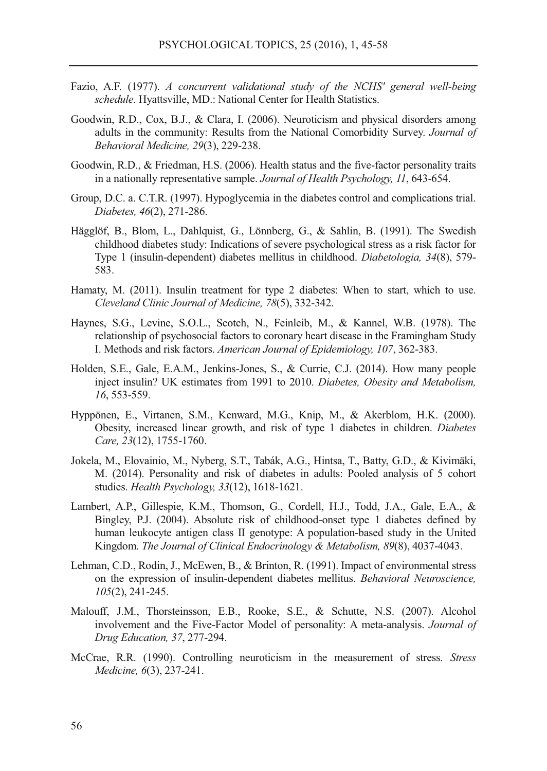Fazio, A.F. (1977). *A concurrent validational study of the NCHS' general well-being schedule*. Hyattsville, MD.: National Center for Health Statistics.

Goodwin, R.D., Cox, B.J., & Clara, I. (2006). Neuroticism and physical disorders among adults in the community: Results from the National Comorbidity Survey. *Journal of Behavioral Medicine, 29*(3), 229-238.

Goodwin, R.D., & Friedman, H.S. (2006). Health status and the five-factor personality traits in a nationally representative sample. *Journal of Health Psychology, 11*, 643-654.

Group, D.C. a. C.T.R. (1997). Hypoglycemia in the diabetes control and complications trial. *Diabetes, 46*(2), 271-286.

Hägglöf, B., Blom, L., Dahlquist, G., Lönnberg, G., & Sahlin, B. (1991). The Swedish childhood diabetes study: Indications of severe psychological stress as a risk factor for Type 1 (insulin-dependent) diabetes mellitus in childhood. *Diabetologia, 34*(8), 579-583.

Hamaty, M. (2011). Insulin treatment for type 2 diabetes: When to start, which to use. *Cleveland Clinic Journal of Medicine, 78*(5), 332-342.

Haynes, S.G., Levine, S.O.L., Scotch, N., Feinleib, M., & Kannel, W.B. (1978). The relationship of psychosocial factors to coronary heart disease in the Framingham Study I. Methods and risk factors. *American Journal of Epidemiology, 107*, 362-383.

Holden, S.E., Gale, E.A.M., Jenkins-Jones, S., & Currie, C.J. (2014). How many people inject insulin? UK estimates from 1991 to 2010. *Diabetes, Obesity and Metabolism, 16*, 553-559.

Hyppönen, E., Virtanen, S.M., Kenward, M.G., Knip, M., & Akerblom, H.K. (2000). Obesity, increased linear growth, and risk of type 1 diabetes in children. *Diabetes Care, 23*(12), 1755-1760.

Jokela, M., Elovainio, M., Nyberg, S.T., Tabák, A.G., Hintsa, T., Batty, G.D., & Kivimäki, M. (2014). Personality and risk of diabetes in adults: Pooled analysis of 5 cohort studies. *Health Psychology, 33*(12), 1618-1621.

Lambert, A.P., Gillespie, K.M., Thomson, G., Cordell, H.J., Todd, J.A., Gale, E.A., & Bingley, P.J. (2004). Absolute risk of childhood-onset type 1 diabetes defined by human leukocyte antigen class II genotype: A population-based study in the United Kingdom. *The Journal of Clinical Endocrinology & Metabolism, 89*(8), 4037-4043.

Lehman, C.D., Rodin, J., McEwen, B., & Brinton, R. (1991). Impact of environmental stress on the expression of insulin-dependent diabetes mellitus. *Behavioral Neuroscience, 105*(2), 241-245.

Malouff, J.M., Thorsteinsson, E.B., Rooke, S.E., & Schutte, N.S. (2007). Alcohol involvement and the Five-Factor Model of personality: A meta-analysis. *Journal of Drug Education, 37*, 277-294.

McCrae, R.R. (1990). Controlling neuroticism in the measurement of stress. *Stress Medicine, 6*(3), 237-241.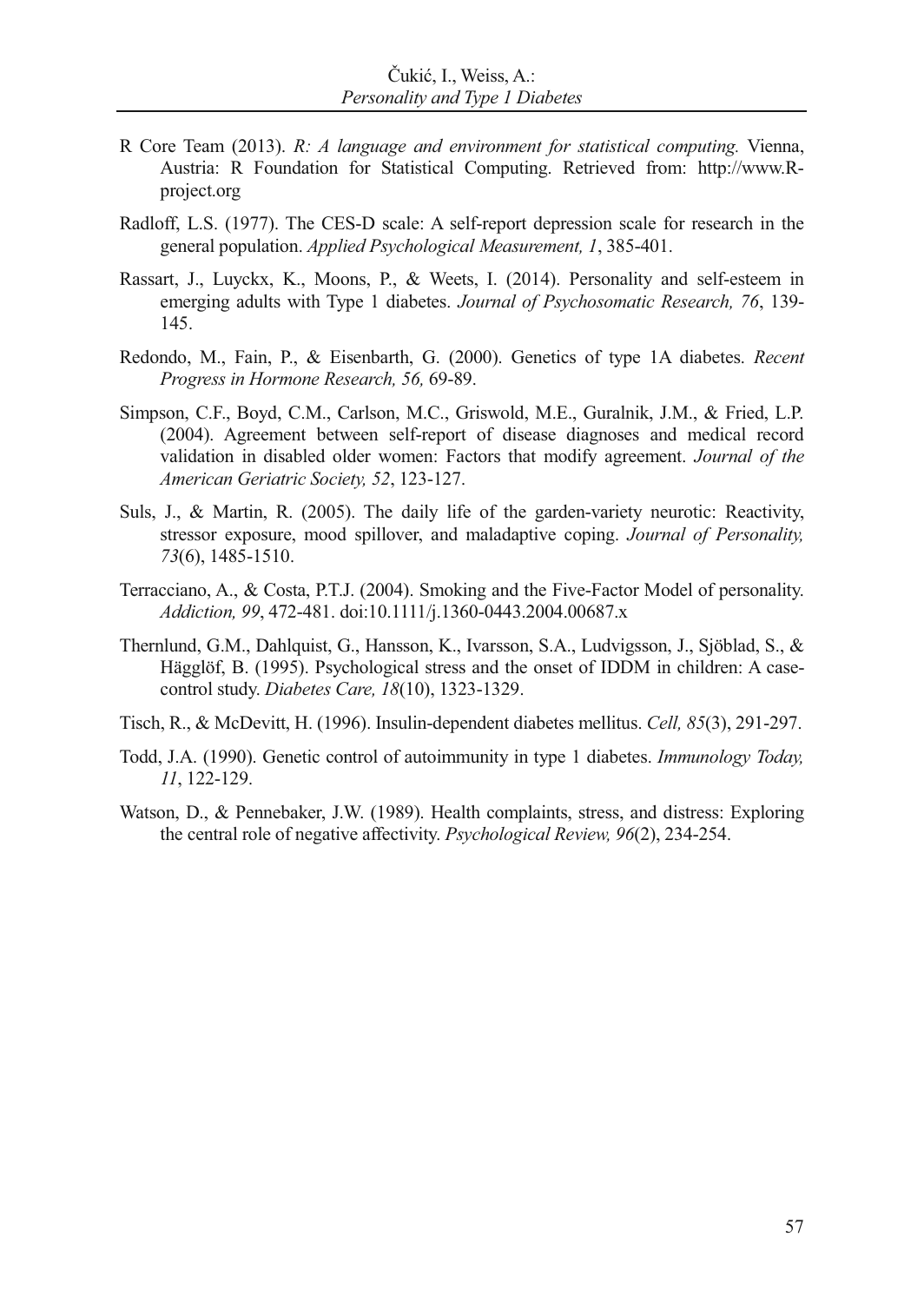R Core Team (2013). *R: A language and environment for statistical computing.* Vienna, Austria: R Foundation for Statistical Computing. Retrieved from: http://www.R-project.org

Radloff, L.S. (1977). The CES-D scale: A self-report depression scale for research in the general population. *Applied Psychological Measurement, 1*, 385-401.

Rassart, J., Luyckx, K., Moons, P., & Weets, I. (2014). Personality and self-esteem in emerging adults with Type 1 diabetes. *Journal of Psychosomatic Research, 76*, 139-145.

Redondo, M., Fain, P., & Eisenbarth, G. (2000). Genetics of type 1A diabetes. *Recent Progress in Hormone Research, 56,* 69-89.

Simpson, C.F., Boyd, C.M., Carlson, M.C., Griswold, M.E., Guralnik, J.M., & Fried, L.P. (2004). Agreement between self-report of disease diagnoses and medical record validation in disabled older women: Factors that modify agreement. *Journal of the American Geriatric Society, 52*, 123-127.

Suls, J., & Martin, R. (2005). The daily life of the garden-variety neurotic: Reactivity, stressor exposure, mood spillover, and maladaptive coping. *Journal of Personality, 73*(6), 1485-1510.

Terracciano, A., & Costa, P.T.J. (2004). Smoking and the Five-Factor Model of personality. *Addiction, 99*, 472-481. doi:10.1111/j.1360-0443.2004.00687.x

Thernlund, G.M., Dahlquist, G., Hansson, K., Ivarsson, S.A., Ludvigsson, J., Sjöblad, S., & Hägglöf, B. (1995). Psychological stress and the onset of IDDM in children: A case-control study. *Diabetes Care, 18*(10), 1323-1329.

Tisch, R., & McDevitt, H. (1996). Insulin-dependent diabetes mellitus. *Cell, 85*(3), 291-297.

Todd, J.A. (1990). Genetic control of autoimmunity in type 1 diabetes. *Immunology Today, 11*, 122-129.

Watson, D., & Pennebaker, J.W. (1989). Health complaints, stress, and distress: Exploring the central role of negative affectivity. *Psychological Review, 96*(2), 234-254.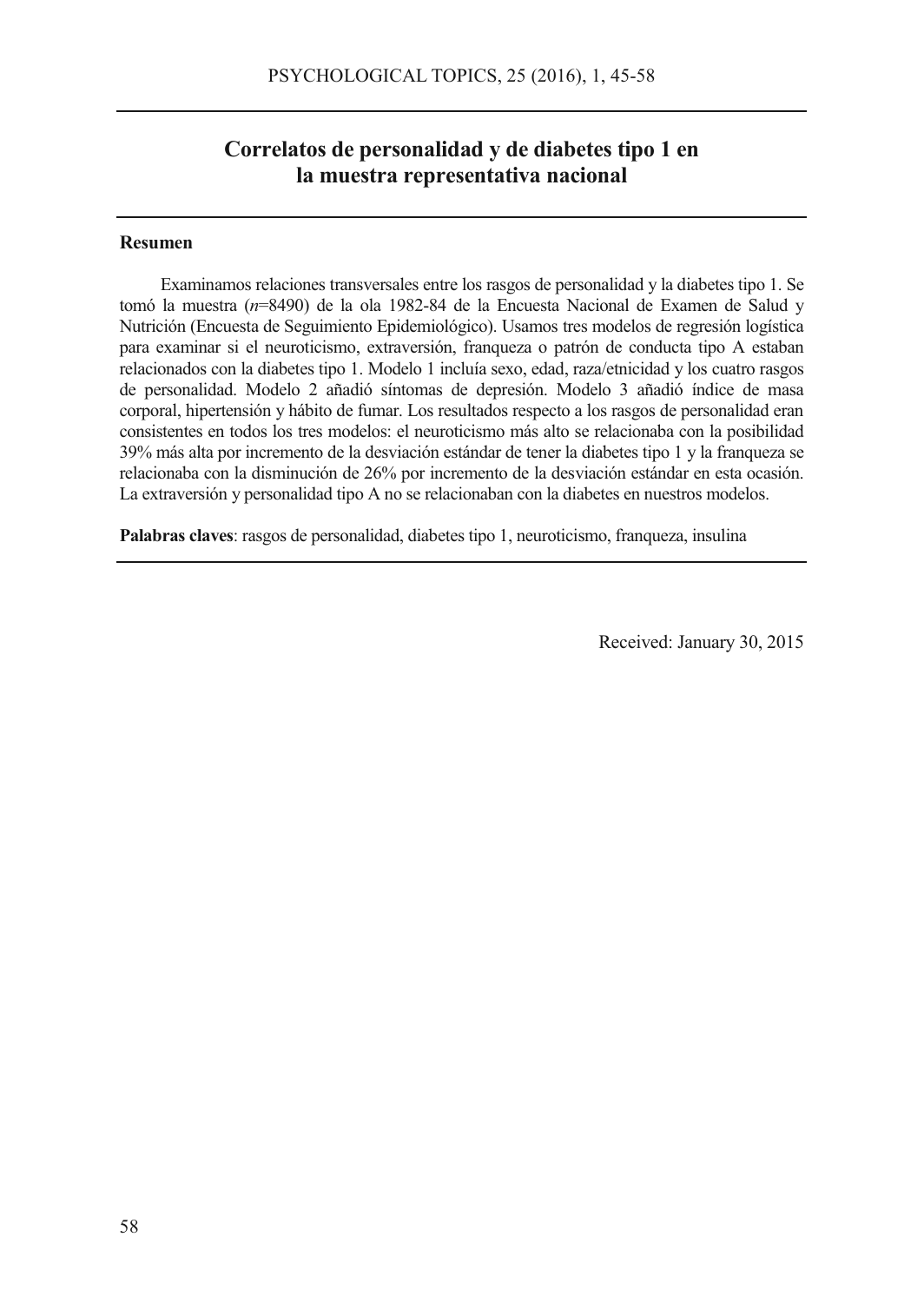# Correlatos de personalidad y de diabetes tipo 1 en la muestra representativa nacional

## Resumen

Examinamos relaciones transversales entre los rasgos de personalidad y la diabetes tipo 1. Se tomó la muestra (*n*=8490) de la ola 1982-84 de la Encuesta Nacional de Examen de Salud y Nutrición (Encuesta de Seguimiento Epidemiológico). Usamos tres modelos de regresión logística para examinar si el neuroticismo, extraversión, franqueza o patrón de conducta tipo A estaban relacionados con la diabetes tipo 1. Modelo 1 incluía sexo, edad, raza/etnicidad y los cuatro rasgos de personalidad. Modelo 2 añadió síntomas de depresión. Modelo 3 añadió índice de masa corporal, hipertensión y hábito de fumar. Los resultados respecto a los rasgos de personalidad eran consistentes en todos los tres modelos: el neuroticismo más alto se relacionaba con la posibilidad 39% más alta por incremento de la desviación estándar de tener la diabetes tipo 1 y la franqueza se relacionaba con la disminución de 26% por incremento de la desviación estándar en esta ocasión. La extraversión y personalidad tipo A no se relacionaban con la diabetes en nuestros modelos.

**Palabras claves**: rasgos de personalidad, diabetes tipo 1, neuroticismo, franqueza, insulina

Received: January 30, 2015